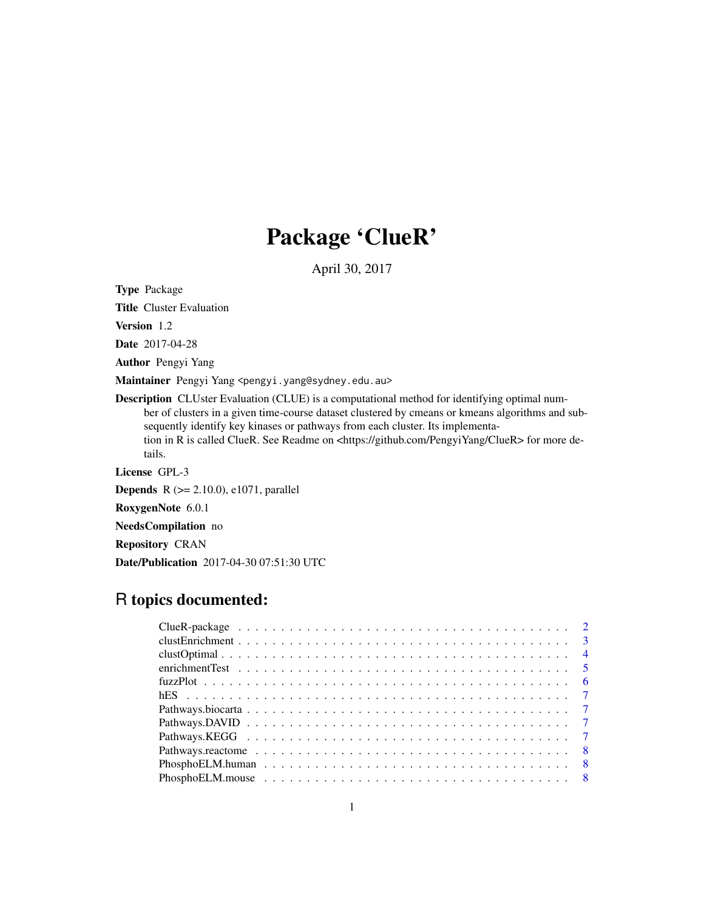# Package 'ClueR'

April 30, 2017

**Type** Package

**Title** Cluster Evaluation

**Version** 1.2

**Date** 2017-04-28

**Author** Pengyi Yang

**Maintainer** Pengyi Yang <pengyi.yang@sydney.edu.au>

**Description** CLUster Evaluation (CLUE) is a computational method for identifying optimal number of clusters in a given time-course dataset clustered by cmeans or kmeans algorithms and subsequently identify key kinases or pathways from each cluster. Its implementation in R is called ClueR. See Readme on <https://github.com/PengyiYang/ClueR> for more details.

**License** GPL-3

**Depends** R (>= 2.10.0), e1071, parallel

**RoxygenNote** 6.0.1

**NeedsCompilation** no

**Repository** CRAN

**Date/Publication** 2017-04-30 07:51:30 UTC

## R topics documented:

| | |
|---|---|
| ClueR-package | 2 |
| clustEnrichment | 3 |
| clustOptimal | 4 |
| enrichmentTest | 5 |
| fuzzPlot | 6 |
| hES | 7 |
| Pathways.biocarta | 7 |
| Pathways.DAVID | 7 |
| Pathways.KEGG | 7 |
| Pathways.reactome | 8 |
| PhosphoELM.human | 8 |
| PhosphoELM.mouse | 8 |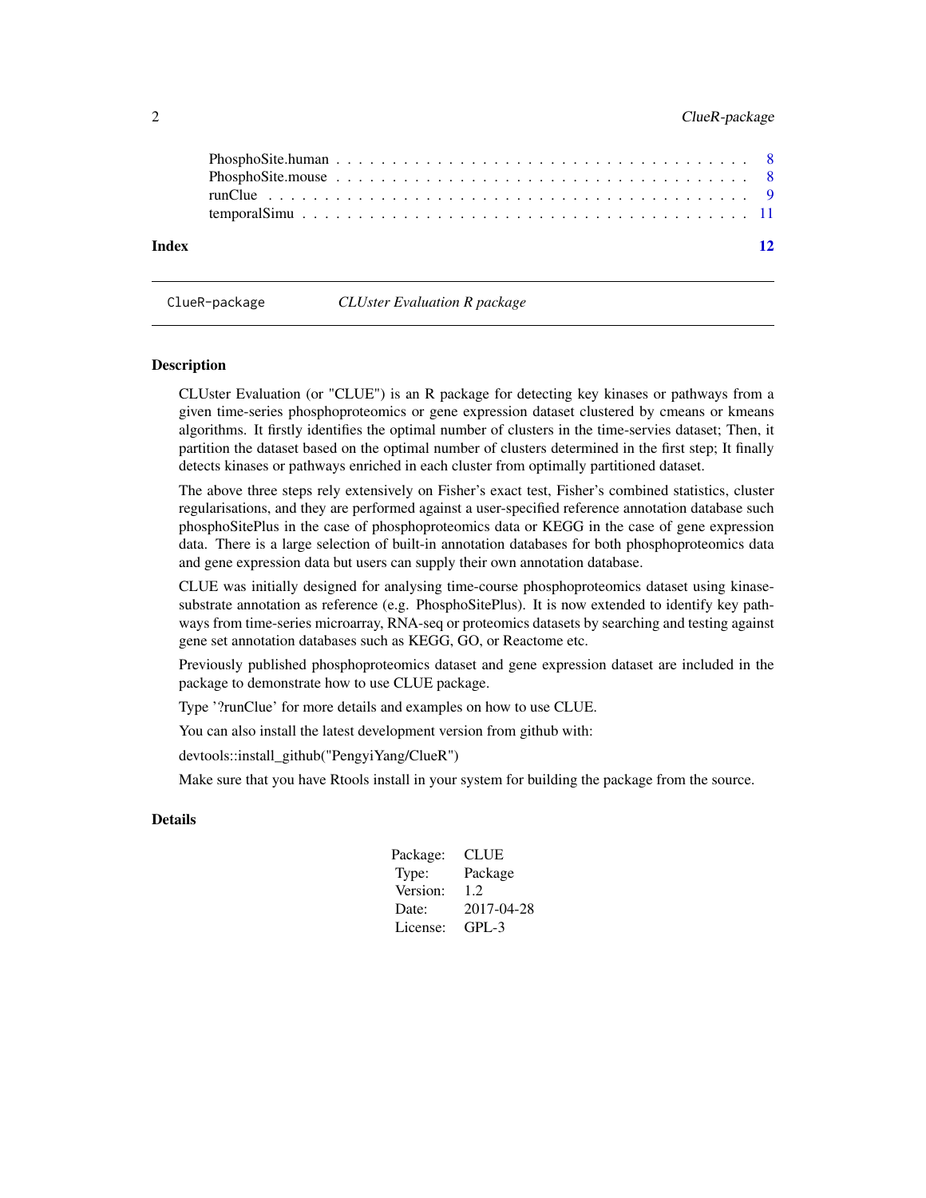PhosphoSite.human . . . . . . . . . . . . . . . . . . . . . . . . . . . . . . . . . . . 8
PhosphoSite.mouse . . . . . . . . . . . . . . . . . . . . . . . . . . . . . . . . . . . 8
runClue . . . . . . . . . . . . . . . . . . . . . . . . . . . . . . . . . . . . . . . . 9
temporalSimu . . . . . . . . . . . . . . . . . . . . . . . . . . . . . . . . . . . . . 11

**Index** **12**

---

## ClueR-package *CLUster Evaluation R package*

### Description

CLUster Evaluation (or "CLUE") is an R package for detecting key kinases or pathways from a given time-series phosphoproteomics or gene expression dataset clustered by cmeans or kmeans algorithms. It firstly identifies the optimal number of clusters in the time-servies dataset; Then, it partition the dataset based on the optimal number of clusters determined in the first step; It finally detects kinases or pathways enriched in each cluster from optimally partitioned dataset.

The above three steps rely extensively on Fisher's exact test, Fisher's combined statistics, cluster regularisations, and they are performed against a user-specified reference annotation database such phosphoSitePlus in the case of phosphoproteomics data or KEGG in the case of gene expression data. There is a large selection of built-in annotation databases for both phosphoproteomics data and gene expression data but users can supply their own annotation database.

CLUE was initially designed for analysing time-course phosphoproteomics dataset using kinase-substrate annotation as reference (e.g. PhosphoSitePlus). It is now extended to identify key pathways from time-series microarray, RNA-seq or proteomics datasets by searching and testing against gene set annotation databases such as KEGG, GO, or Reactome etc.

Previously published phosphoproteomics dataset and gene expression dataset are included in the package to demonstrate how to use CLUE package.

Type '?runClue' for more details and examples on how to use CLUE.

You can also install the latest development version from github with:

devtools::install_github("PengyiYang/ClueR")

Make sure that you have Rtools install in your system for building the package from the source.

### Details

| | |
|---|---|
| Package: | CLUE |
| Type: | Package |
| Version: | 1.2 |
| Date: | 2017-04-28 |
| License: | GPL-3 |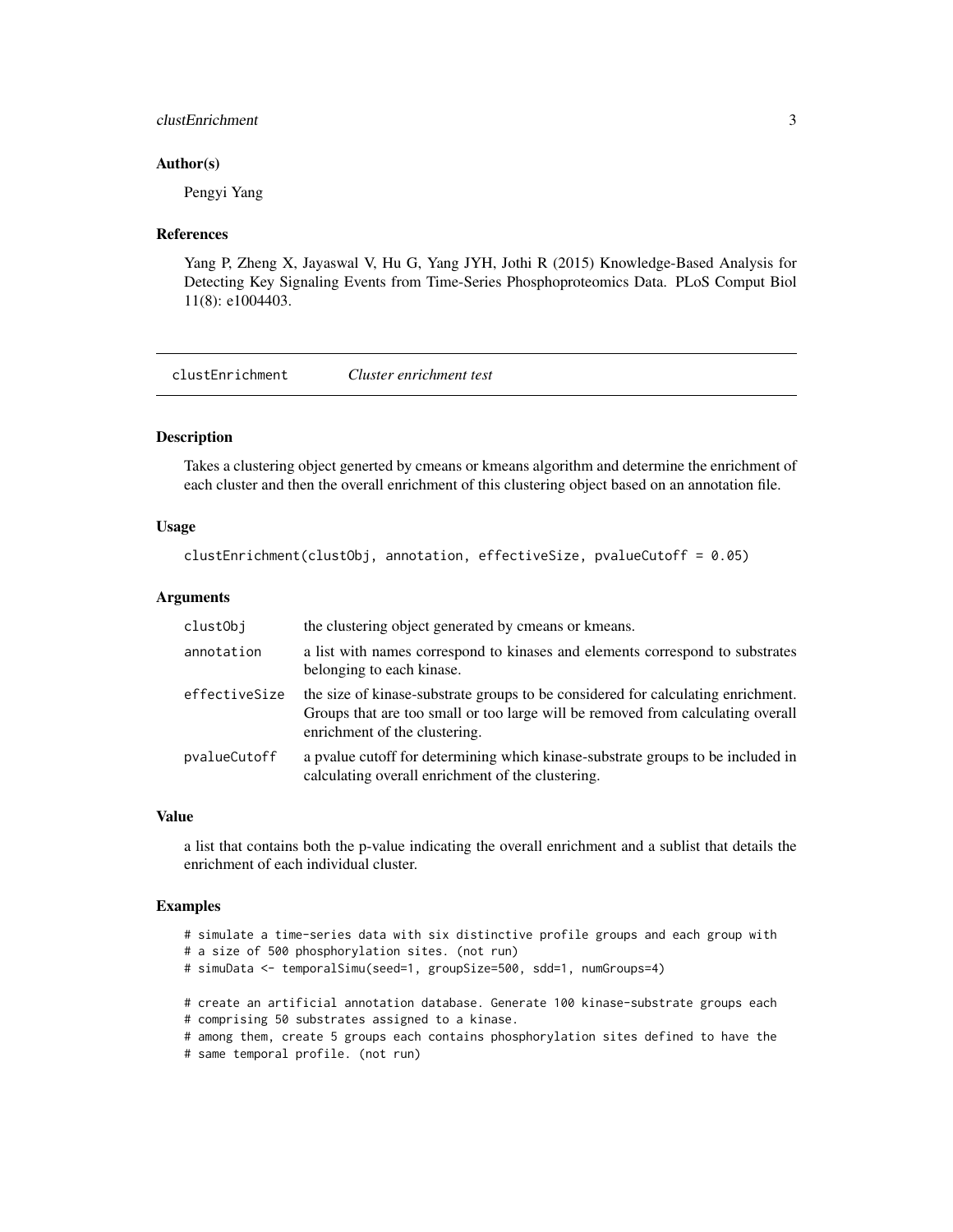## Author(s)

Pengyi Yang

## References

Yang P, Zheng X, Jayaswal V, Hu G, Yang JYH, Jothi R (2015) Knowledge-Based Analysis for Detecting Key Signaling Events from Time-Series Phosphoproteomics Data. PLoS Comput Biol 11(8): e1004403.

---

# clustEnrichment — *Cluster enrichment test*

## Description

Takes a clustering object generted by cmeans or kmeans algorithm and determine the enrichment of each cluster and then the overall enrichment of this clustering object based on an annotation file.

## Usage

```
clustEnrichment(clustObj, annotation, effectiveSize, pvalueCutoff = 0.05)
```

## Arguments

| | |
|---|---|
| clustObj | the clustering object generated by cmeans or kmeans. |
| annotation | a list with names correspond to kinases and elements correspond to substrates belonging to each kinase. |
| effectiveSize | the size of kinase-substrate groups to be considered for calculating enrichment. Groups that are too small or too large will be removed from calculating overall enrichment of the clustering. |
| pvalueCutoff | a pvalue cutoff for determining which kinase-substrate groups to be included in calculating overall enrichment of the clustering. |

## Value

a list that contains both the p-value indicating the overall enrichment and a sublist that details the enrichment of each individual cluster.

## Examples

```
# simulate a time-series data with six distinctive profile groups and each group with
# a size of 500 phosphorylation sites. (not run)
# simuData <- temporalSimu(seed=1, groupSize=500, sdd=1, numGroups=4)

# create an artificial annotation database. Generate 100 kinase-substrate groups each
# comprising 50 substrates assigned to a kinase.
# among them, create 5 groups each contains phosphorylation sites defined to have the
# same temporal profile. (not run)
```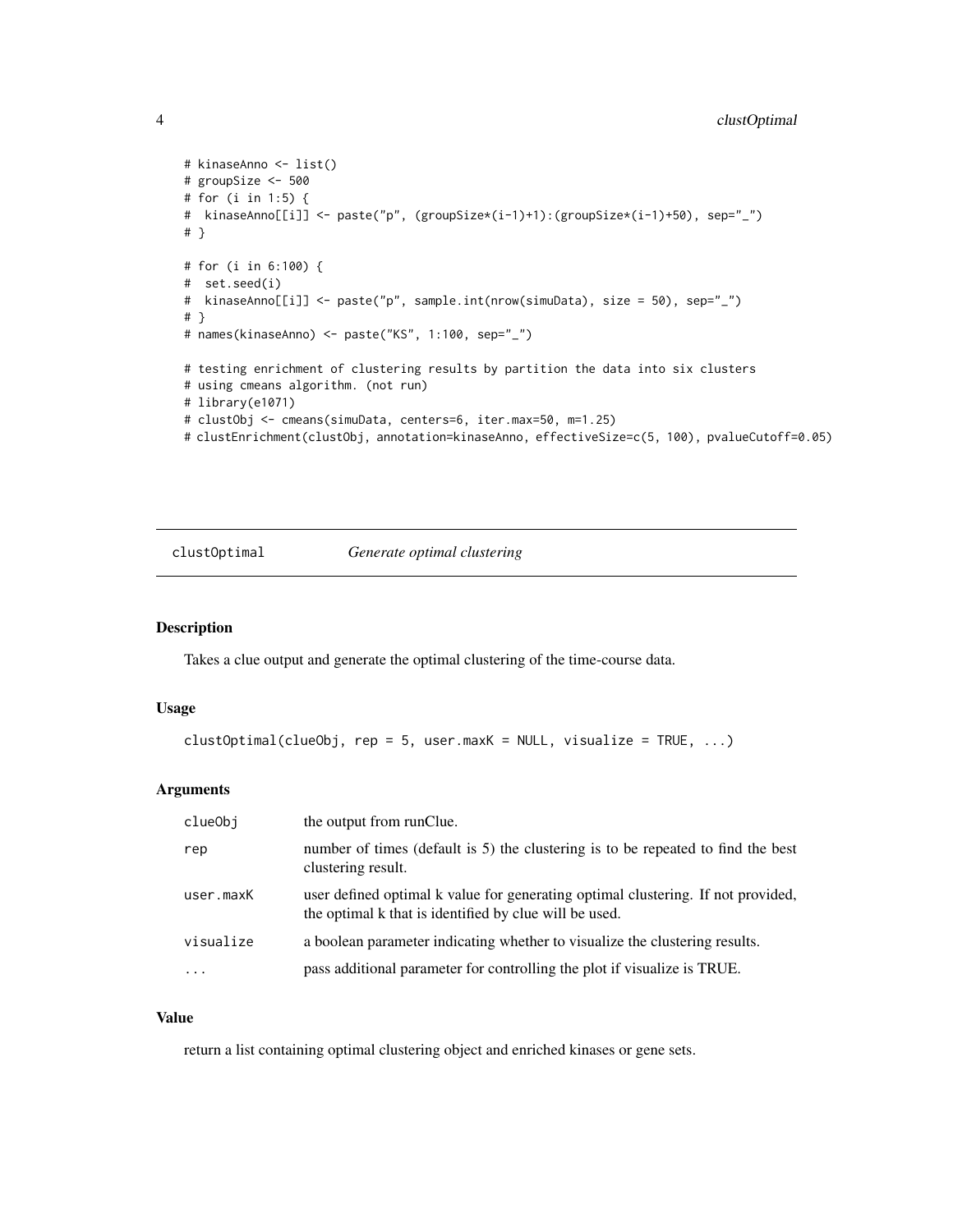```
# kinaseAnno <- list()
# groupSize <- 500
# for (i in 1:5) {
#  kinaseAnno[[i]] <- paste("p", (groupSize*(i-1)+1):(groupSize*(i-1)+50), sep="_")
# }

# for (i in 6:100) {
#  set.seed(i)
#  kinaseAnno[[i]] <- paste("p", sample.int(nrow(simuData), size = 50), sep="_")
# }
# names(kinaseAnno) <- paste("KS", 1:100, sep="_")

# testing enrichment of clustering results by partition the data into six clusters
# using cmeans algorithm. (not run)
# library(e1071)
# clustObj <- cmeans(simuData, centers=6, iter.max=50, m=1.25)
# clustEnrichment(clustObj, annotation=kinaseAnno, effectiveSize=c(5, 100), pvalueCutoff=0.05)
```

## clustOptimal *Generate optimal clustering*

### Description

Takes a clue output and generate the optimal clustering of the time-course data.

### Usage

```
clustOptimal(clueObj, rep = 5, user.maxK = NULL, visualize = TRUE, ...)
```

### Arguments

| | |
|---|---|
| clueObj | the output from runClue. |
| rep | number of times (default is 5) the clustering is to be repeated to find the best clustering result. |
| user.maxK | user defined optimal k value for generating optimal clustering. If not provided, the optimal k that is identified by clue will be used. |
| visualize | a boolean parameter indicating whether to visualize the clustering results. |
| ... | pass additional parameter for controlling the plot if visualize is TRUE. |

### Value

return a list containing optimal clustering object and enriched kinases or gene sets.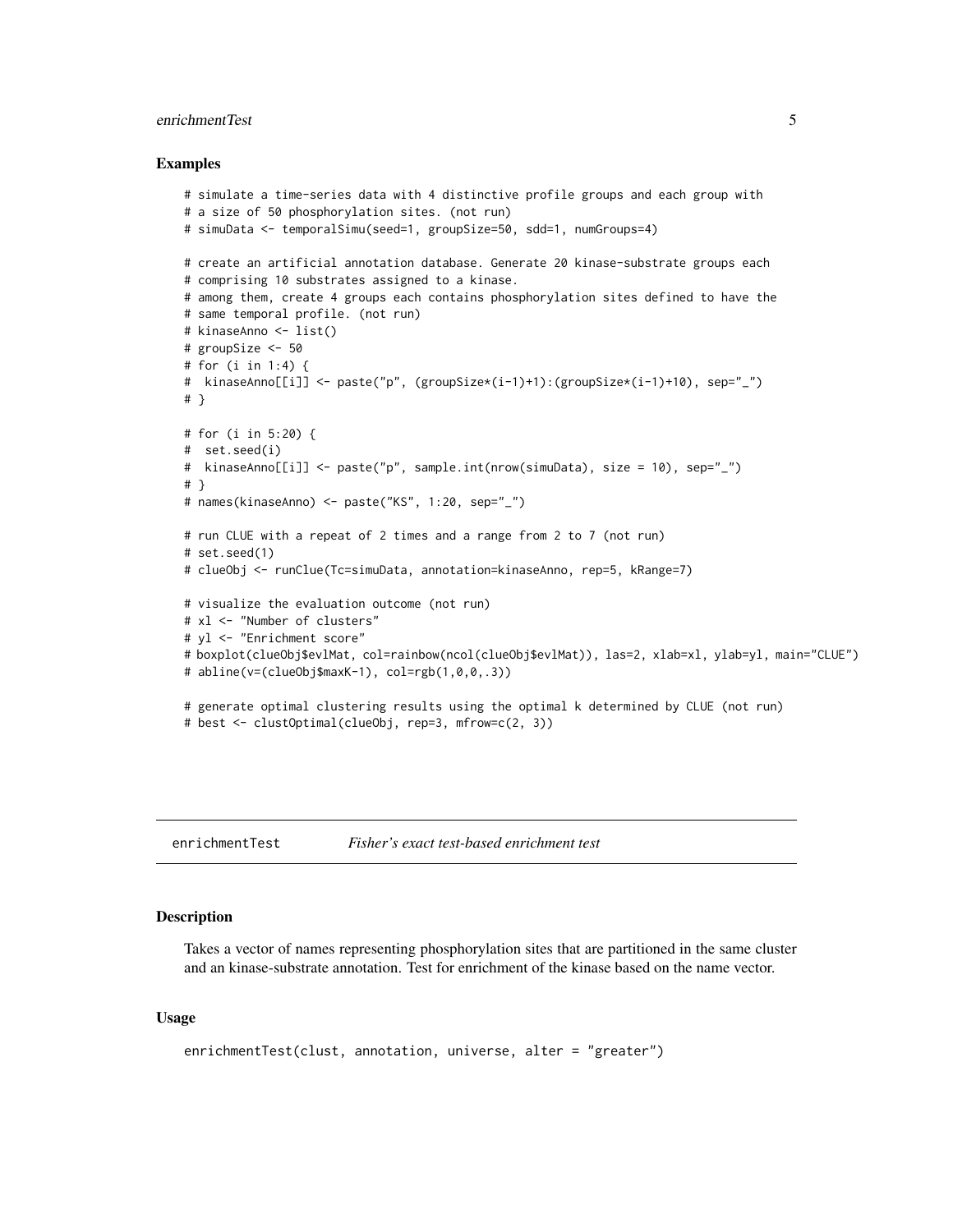### Examples

```
# simulate a time-series data with 4 distinctive profile groups and each group with
# a size of 50 phosphorylation sites. (not run)
# simuData <- temporalSimu(seed=1, groupSize=50, sdd=1, numGroups=4)

# create an artificial annotation database. Generate 20 kinase-substrate groups each
# comprising 10 substrates assigned to a kinase.
# among them, create 4 groups each contains phosphorylation sites defined to have the
# same temporal profile. (not run)
# kinaseAnno <- list()
# groupSize <- 50
# for (i in 1:4) {
#  kinaseAnno[[i]] <- paste("p", (groupSize*(i-1)+1):(groupSize*(i-1)+10), sep="_")
# }

# for (i in 5:20) {
#  set.seed(i)
#  kinaseAnno[[i]] <- paste("p", sample.int(nrow(simuData), size = 10), sep="_")
# }
# names(kinaseAnno) <- paste("KS", 1:20, sep="_")

# run CLUE with a repeat of 2 times and a range from 2 to 7 (not run)
# set.seed(1)
# clueObj <- runClue(Tc=simuData, annotation=kinaseAnno, rep=5, kRange=7)

# visualize the evaluation outcome (not run)
# xl <- "Number of clusters"
# yl <- "Enrichment score"
# boxplot(clueObj$evlMat, col=rainbow(ncol(clueObj$evlMat)), las=2, xlab=xl, ylab=yl, main="CLUE")
# abline(v=(clueObj$maxK-1), col=rgb(1,0,0,.3))

# generate optimal clustering results using the optimal k determined by CLUE (not run)
# best <- clustOptimal(clueObj, rep=3, mfrow=c(2, 3))
```

---

## enrichmentTest — *Fisher's exact test-based enrichment test*

### Description

Takes a vector of names representing phosphorylation sites that are partitioned in the same cluster and an kinase-substrate annotation. Test for enrichment of the kinase based on the name vector.

### Usage

```
enrichmentTest(clust, annotation, universe, alter = "greater")
```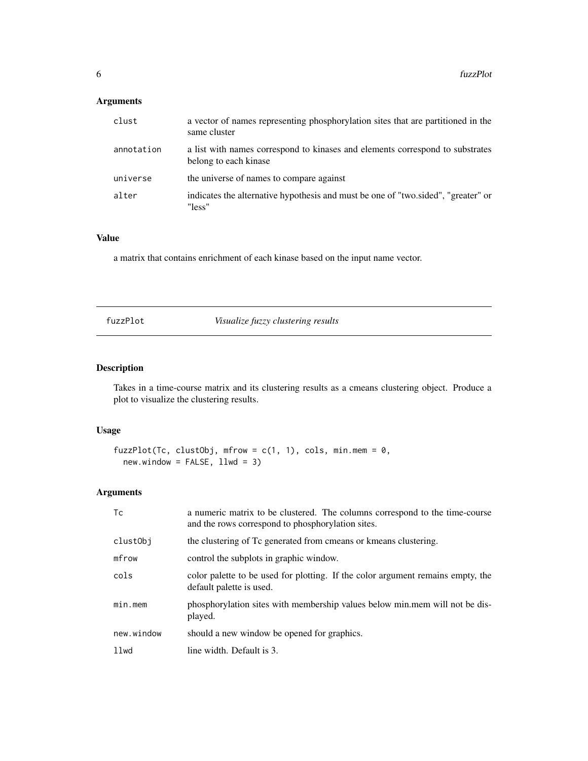## Arguments

| | |
|---|---|
| clust | a vector of names representing phosphorylation sites that are partitioned in the same cluster |
| annotation | a list with names correspond to kinases and elements correspond to substrates belong to each kinase |
| universe | the universe of names to compare against |
| alter | indicates the alternative hypothesis and must be one of "two.sided", "greater" or "less" |

## Value

a matrix that contains enrichment of each kinase based on the input name vector.

---

# fuzzPlot *Visualize fuzzy clustering results*

## Description

Takes in a time-course matrix and its clustering results as a cmeans clustering object. Produce a plot to visualize the clustering results.

## Usage

```
fuzzPlot(Tc, clustObj, mfrow = c(1, 1), cols, min.mem = 0,
  new.window = FALSE, llwd = 3)
```

## Arguments

| | |
|---|---|
| Tc | a numeric matrix to be clustered. The columns correspond to the time-course and the rows correspond to phosphorylation sites. |
| clustObj | the clustering of Tc generated from cmeans or kmeans clustering. |
| mfrow | control the subplots in graphic window. |
| cols | color palette to be used for plotting. If the color argument remains empty, the default palette is used. |
| min.mem | phosphorylation sites with membership values below min.mem will not be displayed. |
| new.window | should a new window be opened for graphics. |
| llwd | line width. Default is 3. |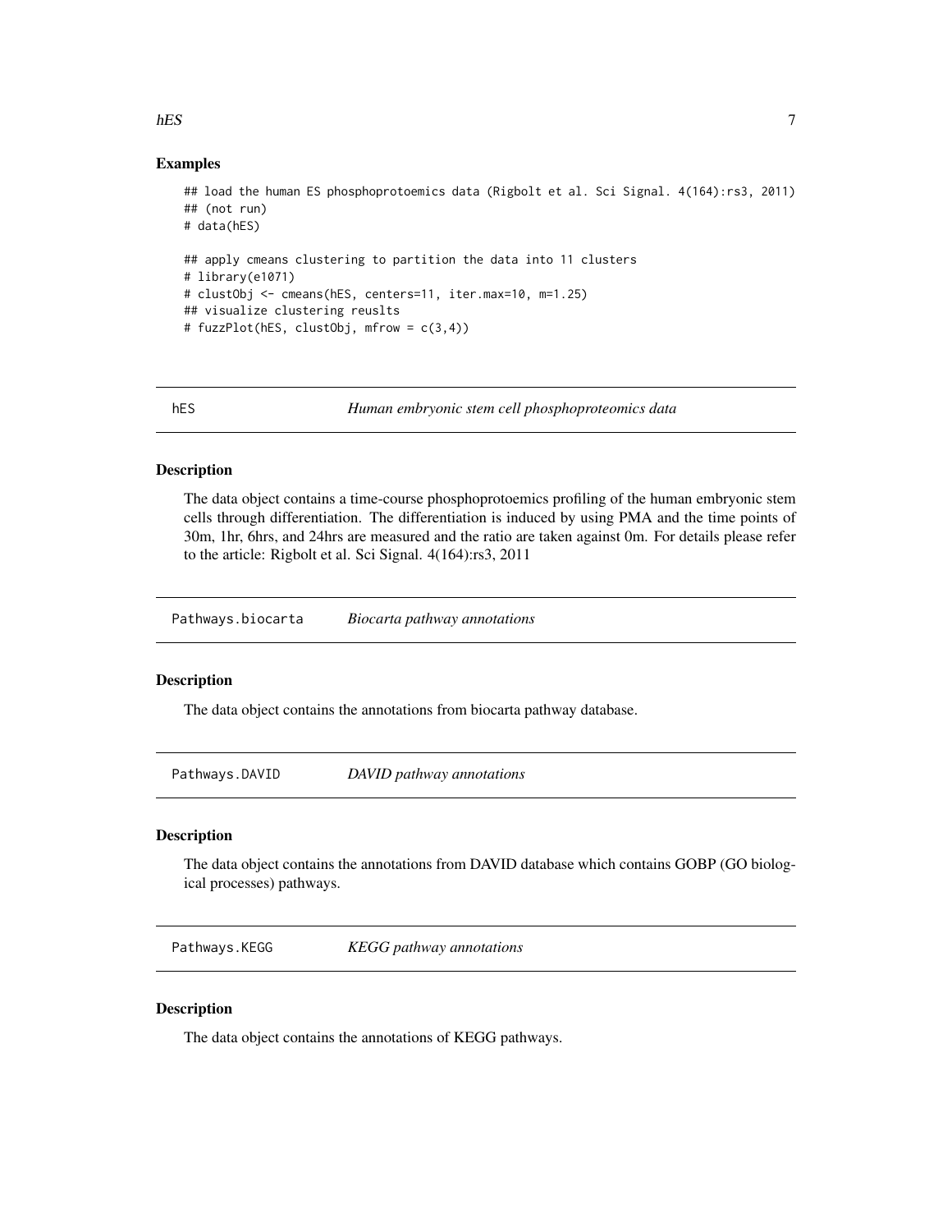### Examples

```
## load the human ES phosphoprotoemics data (Rigbolt et al. Sci Signal. 4(164):rs3, 2011)
## (not run)
# data(hES)

## apply cmeans clustering to partition the data into 11 clusters
# library(e1071)
# clustObj <- cmeans(hES, centers=11, iter.max=10, m=1.25)
## visualize clustering reuslts
# fuzzPlot(hES, clustObj, mfrow = c(3,4))
```

## hES *Human embryonic stem cell phosphoproteomics data*

### Description

The data object contains a time-course phosphoprotoemics profiling of the human embryonic stem cells through differentiation. The differentiation is induced by using PMA and the time points of 30m, 1hr, 6hrs, and 24hrs are measured and the ratio are taken against 0m. For details please refer to the article: Rigbolt et al. Sci Signal. 4(164):rs3, 2011

## Pathways.biocarta *Biocarta pathway annotations*

### Description

The data object contains the annotations from biocarta pathway database.

## Pathways.DAVID *DAVID pathway annotations*

### Description

The data object contains the annotations from DAVID database which contains GOBP (GO biological processes) pathways.

## Pathways.KEGG *KEGG pathway annotations*

### Description

The data object contains the annotations of KEGG pathways.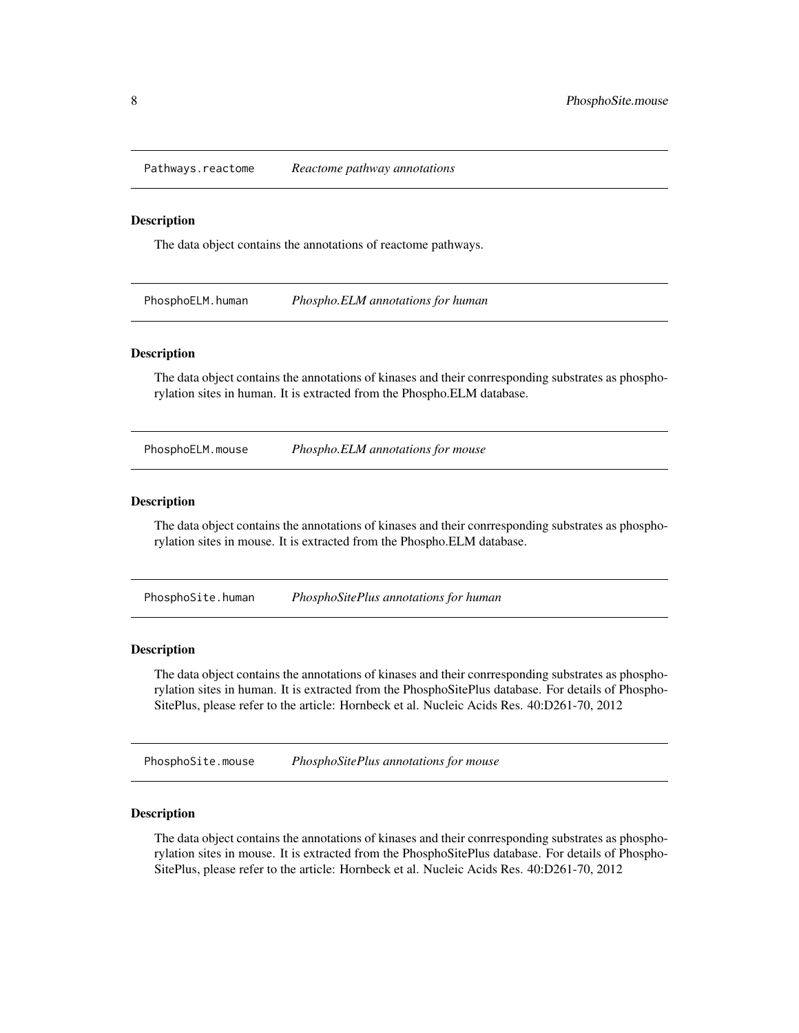## Pathways.reactome *Reactome pathway annotations*

### Description

The data object contains the annotations of reactome pathways.

## PhosphoELM.human *Phospho.ELM annotations for human*

### Description

The data object contains the annotations of kinases and their conrresponding substrates as phosphorylation sites in human. It is extracted from the Phospho.ELM database.

## PhosphoELM.mouse *Phospho.ELM annotations for mouse*

### Description

The data object contains the annotations of kinases and their conrresponding substrates as phosphorylation sites in mouse. It is extracted from the Phospho.ELM database.

## PhosphoSite.human *PhosphoSitePlus annotations for human*

### Description

The data object contains the annotations of kinases and their conrresponding substrates as phosphorylation sites in human. It is extracted from the PhosphoSitePlus database. For details of PhosphoSitePlus, please refer to the article: Hornbeck et al. Nucleic Acids Res. 40:D261-70, 2012

## PhosphoSite.mouse *PhosphoSitePlus annotations for mouse*

### Description

The data object contains the annotations of kinases and their conrresponding substrates as phosphorylation sites in mouse. It is extracted from the PhosphoSitePlus database. For details of PhosphoSitePlus, please refer to the article: Hornbeck et al. Nucleic Acids Res. 40:D261-70, 2012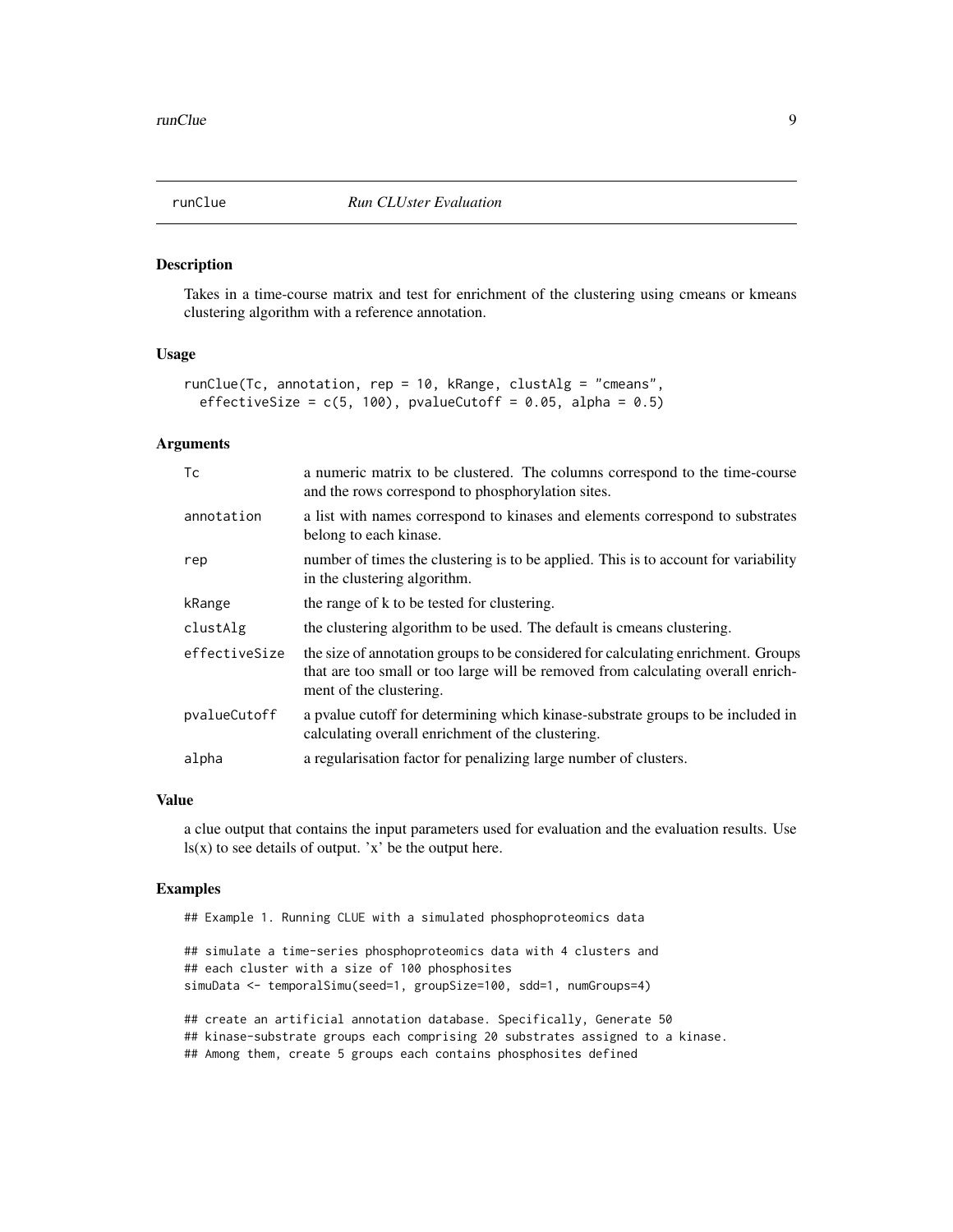## runClue — *Run CLUster Evaluation*

### Description

Takes in a time-course matrix and test for enrichment of the clustering using cmeans or kmeans clustering algorithm with a reference annotation.

### Usage

```
runClue(Tc, annotation, rep = 10, kRange, clustAlg = "cmeans",
  effectiveSize = c(5, 100), pvalueCutoff = 0.05, alpha = 0.5)
```

### Arguments

| Argument | Description |
|---|---|
| `Tc` | a numeric matrix to be clustered. The columns correspond to the time-course and the rows correspond to phosphorylation sites. |
| `annotation` | a list with names correspond to kinases and elements correspond to substrates belong to each kinase. |
| `rep` | number of times the clustering is to be applied. This is to account for variability in the clustering algorithm. |
| `kRange` | the range of k to be tested for clustering. |
| `clustAlg` | the clustering algorithm to be used. The default is cmeans clustering. |
| `effectiveSize` | the size of annotation groups to be considered for calculating enrichment. Groups that are too small or too large will be removed from calculating overall enrichment of the clustering. |
| `pvalueCutoff` | a pvalue cutoff for determining which kinase-substrate groups to be included in calculating overall enrichment of the clustering. |
| `alpha` | a regularisation factor for penalizing large number of clusters. |

### Value

a clue output that contains the input parameters used for evaluation and the evaluation results. Use ls(x) to see details of output. 'x' be the output here.

### Examples

```
## Example 1. Running CLUE with a simulated phosphoproteomics data

## simulate a time-series phosphoproteomics data with 4 clusters and
## each cluster with a size of 100 phosphosites
simuData <- temporalSimu(seed=1, groupSize=100, sdd=1, numGroups=4)

## create an artificial annotation database. Specifically, Generate 50
## kinase-substrate groups each comprising 20 substrates assigned to a kinase.
## Among them, create 5 groups each contains phosphosites defined
```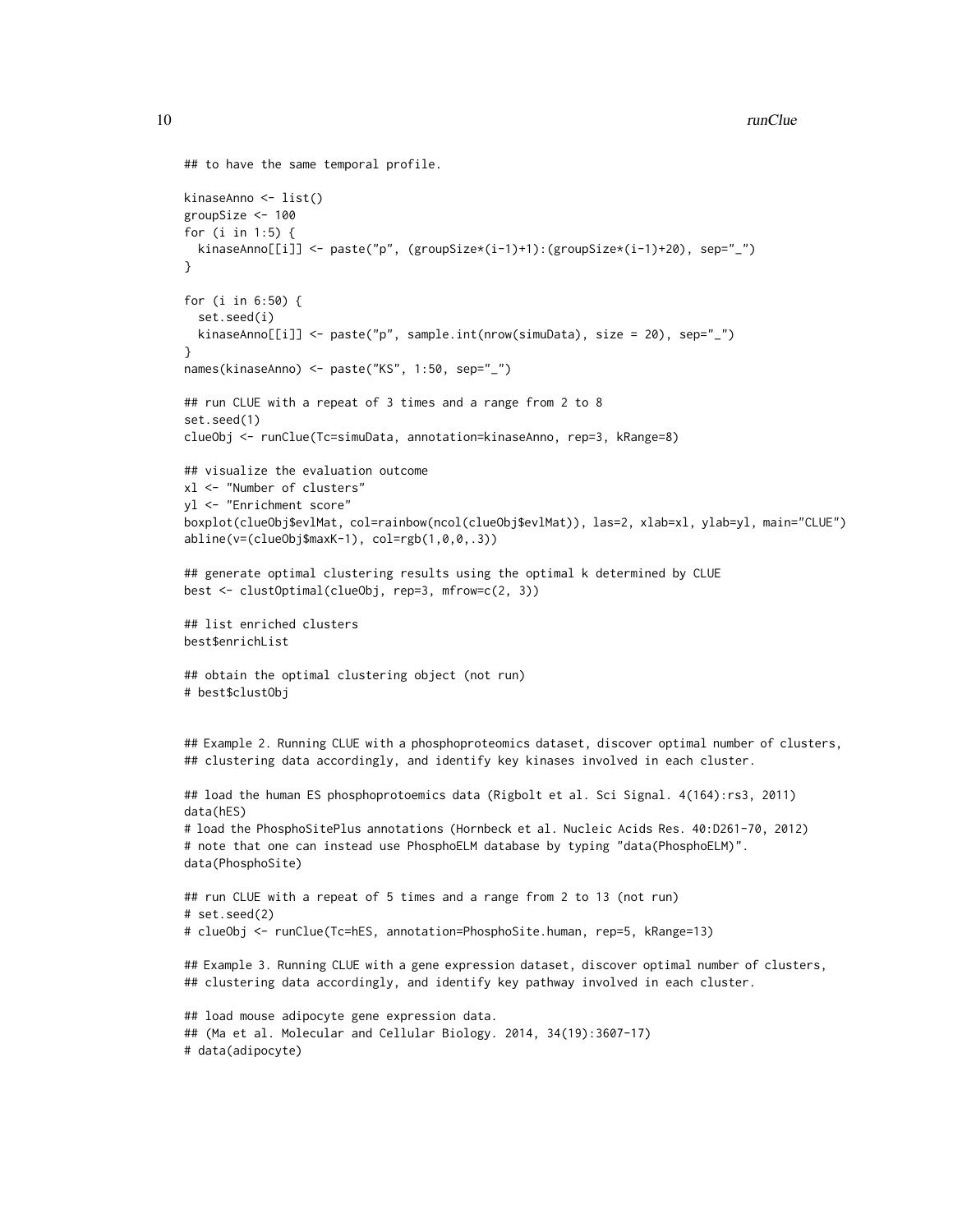```
## to have the same temporal profile.

kinaseAnno <- list()
groupSize <- 100
for (i in 1:5) {
  kinaseAnno[[i]] <- paste("p", (groupSize*(i-1)+1):(groupSize*(i-1)+20), sep="_")
}

for (i in 6:50) {
  set.seed(i)
  kinaseAnno[[i]] <- paste("p", sample.int(nrow(simuData), size = 20), sep="_")
}
names(kinaseAnno) <- paste("KS", 1:50, sep="_")

## run CLUE with a repeat of 3 times and a range from 2 to 8
set.seed(1)
clueObj <- runClue(Tc=simuData, annotation=kinaseAnno, rep=3, kRange=8)

## visualize the evaluation outcome
xl <- "Number of clusters"
yl <- "Enrichment score"
boxplot(clueObj$evlMat, col=rainbow(ncol(clueObj$evlMat)), las=2, xlab=xl, ylab=yl, main="CLUE")
abline(v=(clueObj$maxK-1), col=rgb(1,0,0,.3))

## generate optimal clustering results using the optimal k determined by CLUE
best <- clustOptimal(clueObj, rep=3, mfrow=c(2, 3))

## list enriched clusters
best$enrichList

## obtain the optimal clustering object (not run)
# best$clustObj


## Example 2. Running CLUE with a phosphoproteomics dataset, discover optimal number of clusters,
## clustering data accordingly, and identify key kinases involved in each cluster.

## load the human ES phosphoprotoemics data (Rigbolt et al. Sci Signal. 4(164):rs3, 2011)
data(hES)
# load the PhosphoSitePlus annotations (Hornbeck et al. Nucleic Acids Res. 40:D261-70, 2012)
# note that one can instead use PhosphoELM database by typing "data(PhosphoELM)".
data(PhosphoSite)

## run CLUE with a repeat of 5 times and a range from 2 to 13 (not run)
# set.seed(2)
# clueObj <- runClue(Tc=hES, annotation=PhosphoSite.human, rep=5, kRange=13)

## Example 3. Running CLUE with a gene expression dataset, discover optimal number of clusters,
## clustering data accordingly, and identify key pathway involved in each cluster.

## load mouse adipocyte gene expression data.
## (Ma et al. Molecular and Cellular Biology. 2014, 34(19):3607-17)
# data(adipocyte)
```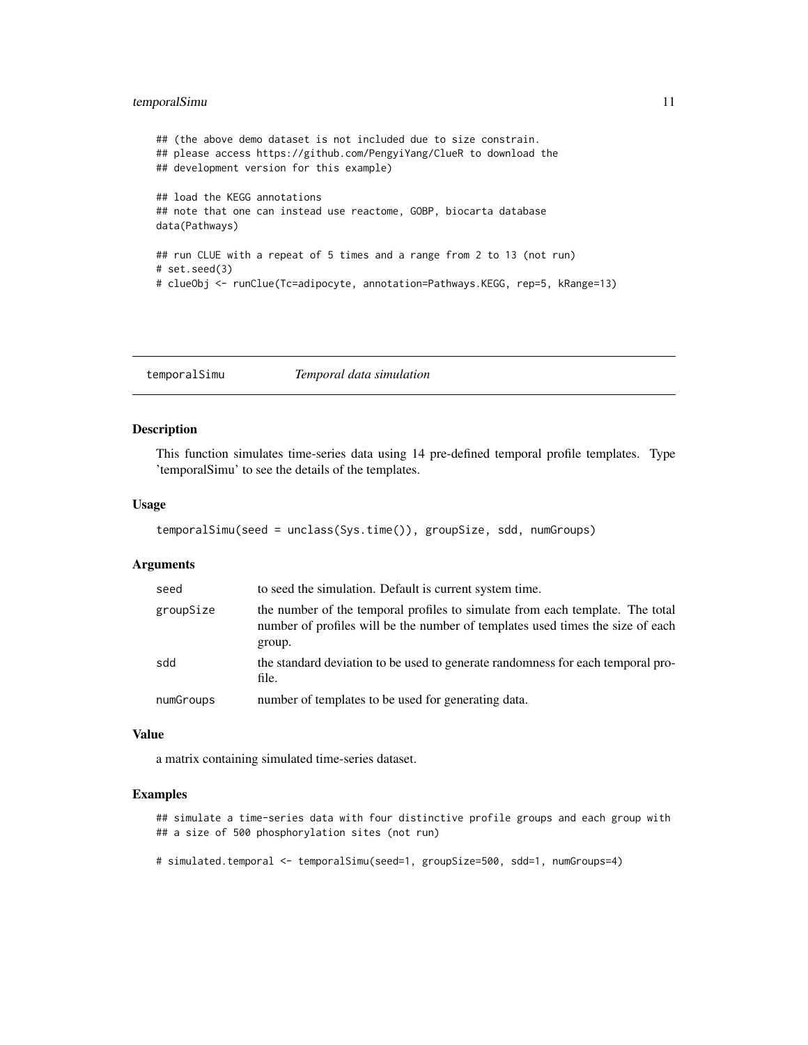```
## (the above demo dataset is not included due to size constrain.
## please access https://github.com/PengyiYang/ClueR to download the
## development version for this example)

## load the KEGG annotations
## note that one can instead use reactome, GOBP, biocarta database
data(Pathways)

## run CLUE with a repeat of 5 times and a range from 2 to 13 (not run)
# set.seed(3)
# clueObj <- runClue(Tc=adipocyte, annotation=Pathways.KEGG, rep=5, kRange=13)
```

---

## temporalSimu *Temporal data simulation*

---

### Description

This function simulates time-series data using 14 pre-defined temporal profile templates. Type 'temporalSimu' to see the details of the templates.

### Usage

```
temporalSimu(seed = unclass(Sys.time()), groupSize, sdd, numGroups)
```

### Arguments

| | |
|---|---|
| seed | to seed the simulation. Default is current system time. |
| groupSize | the number of the temporal profiles to simulate from each template. The total number of profiles will be the number of templates used times the size of each group. |
| sdd | the standard deviation to be used to generate randomness for each temporal profile. |
| numGroups | number of templates to be used for generating data. |

### Value

a matrix containing simulated time-series dataset.

### Examples

```
## simulate a time-series data with four distinctive profile groups and each group with
## a size of 500 phosphorylation sites (not run)

# simulated.temporal <- temporalSimu(seed=1, groupSize=500, sdd=1, numGroups=4)
```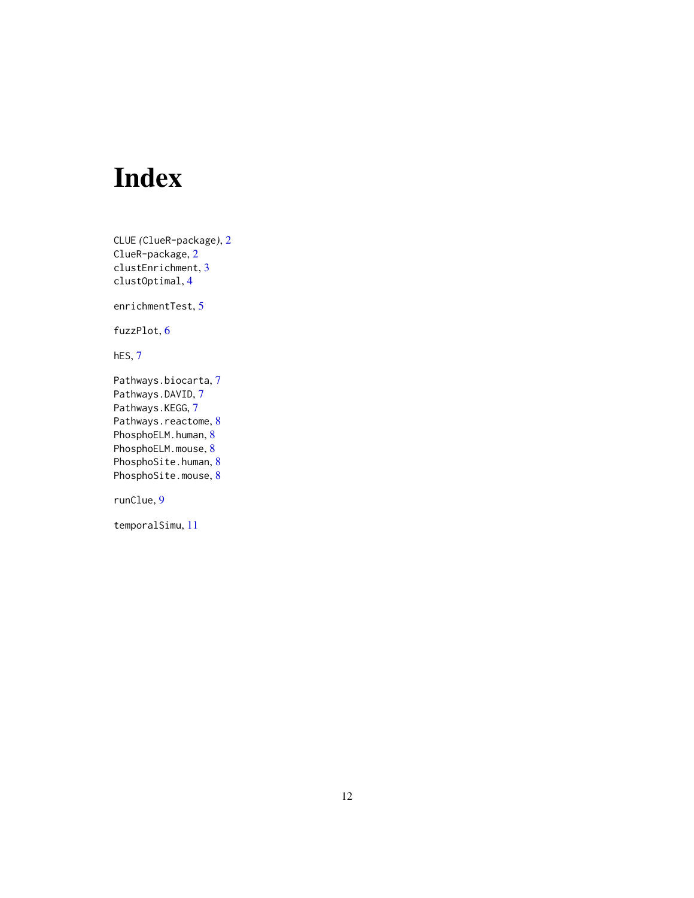# Index

CLUE (ClueR-package), 2
ClueR-package, 2
clustEnrichment, 3
clustOptimal, 4

enrichmentTest, 5

fuzzPlot, 6

hES, 7

Pathways.biocarta, 7
Pathways.DAVID, 7
Pathways.KEGG, 7
Pathways.reactome, 8
PhosphoELM.human, 8
PhosphoELM.mouse, 8
PhosphoSite.human, 8
PhosphoSite.mouse, 8

runClue, 9

temporalSimu, 11